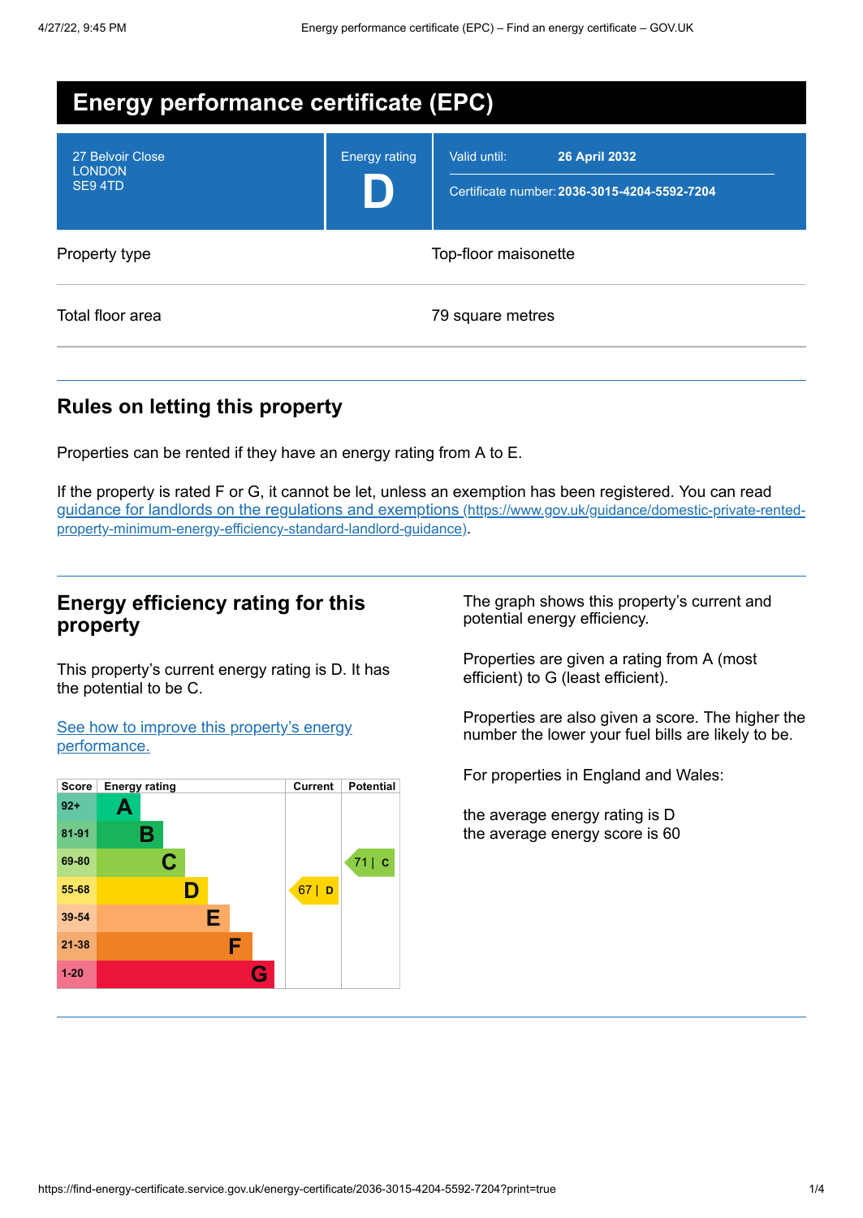# Energy performance certificate (EPC)

27 Belvoir Close
LONDON
SE9 4TD

Energy rating

**D**

Valid until: **26 April 2032**

Certificate number: **2036-3015-4204-5592-7204**

| | |
|---|---|
| Property type | Top-floor maisonette |
| Total floor area | 79 square metres |

## Rules on letting this property

Properties can be rented if they have an energy rating from A to E.

If the property is rated F or G, it cannot be let, unless an exemption has been registered. You can read [guidance for landlords on the regulations and exemptions (https://www.gov.uk/guidance/domestic-private-rented-property-minimum-energy-efficiency-standard-landlord-guidance)](https://www.gov.uk/guidance/domestic-private-rented-property-minimum-energy-efficiency-standard-landlord-guidance).

## Energy efficiency rating for this property

This property's current energy rating is D. It has the potential to be C.

[See how to improve this property's energy performance.]()

| Score | Energy rating | Current | Potential |
|---|---|---|---|
| 92+ | A | | |
| 81-91 | B | | |
| 69-80 | C | | 71 \| C |
| 55-68 | D | 67 \| D | |
| 39-54 | E | | |
| 21-38 | F | | |
| 1-20 | G | | |

The graph shows this property's current and potential energy efficiency.

Properties are given a rating from A (most efficient) to G (least efficient).

Properties are also given a score. The higher the number the lower your fuel bills are likely to be.

For properties in England and Wales:

the average energy rating is D
the average energy score is 60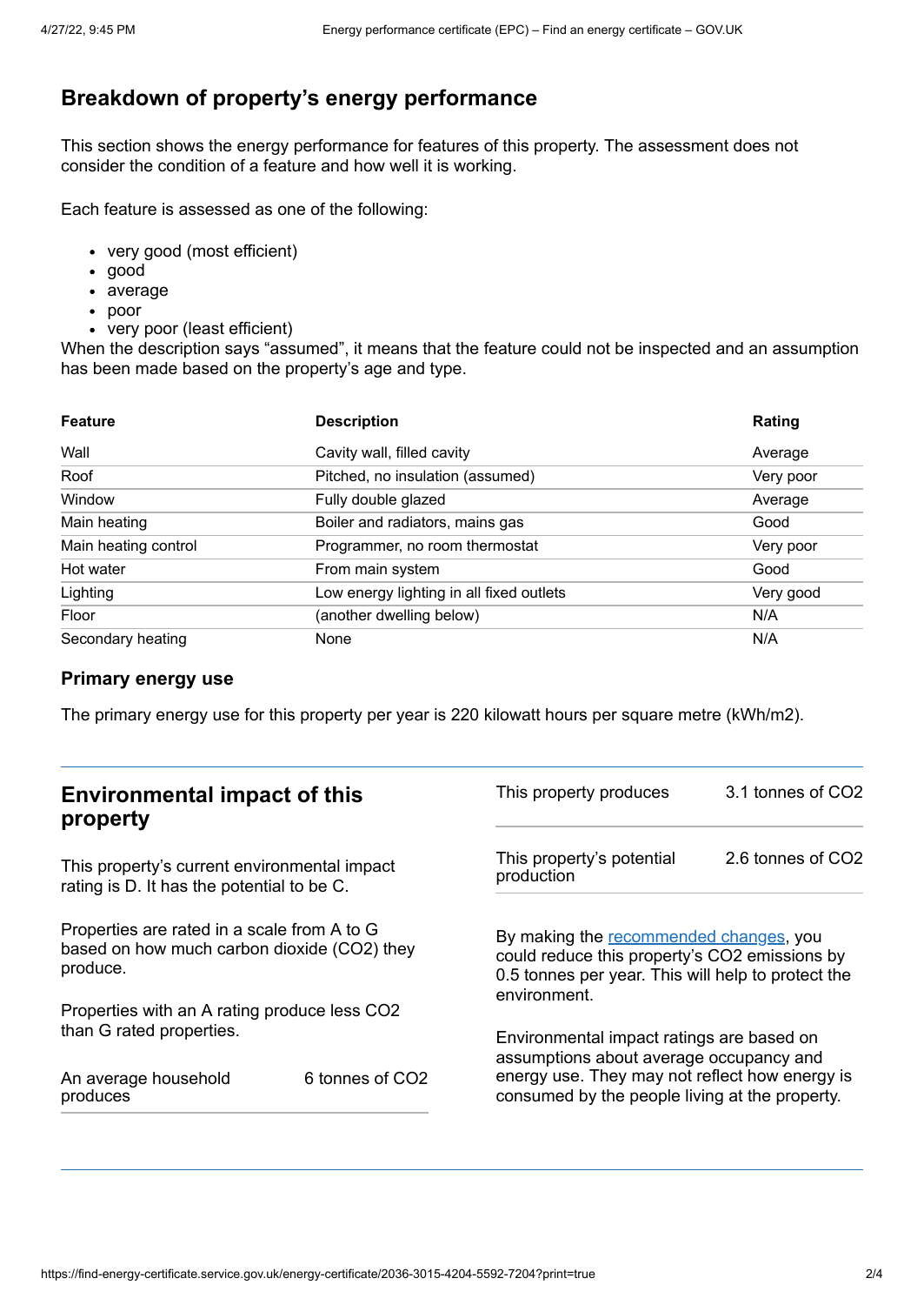## Breakdown of property's energy performance

This section shows the energy performance for features of this property. The assessment does not consider the condition of a feature and how well it is working.

Each feature is assessed as one of the following:

- very good (most efficient)
- good
- average
- poor
- very poor (least efficient)

When the description says "assumed", it means that the feature could not be inspected and an assumption has been made based on the property's age and type.

| Feature | Description | Rating |
|---|---|---|
| Wall | Cavity wall, filled cavity | Average |
| Roof | Pitched, no insulation (assumed) | Very poor |
| Window | Fully double glazed | Average |
| Main heating | Boiler and radiators, mains gas | Good |
| Main heating control | Programmer, no room thermostat | Very poor |
| Hot water | From main system | Good |
| Lighting | Low energy lighting in all fixed outlets | Very good |
| Floor | (another dwelling below) | N/A |
| Secondary heating | None | N/A |

### Primary energy use

The primary energy use for this property per year is 220 kilowatt hours per square metre (kWh/m2).

## Environmental impact of this property

This property's current environmental impact rating is D. It has the potential to be C.

Properties are rated in a scale from A to G based on how much carbon dioxide ($CO_2$) they produce.

Properties with an A rating produce less $CO_2$ than G rated properties.

| | |
|---|---|
| An average household produces | 6 tonnes of $CO_2$ |
| This property produces | 3.1 tonnes of $CO_2$ |
| This property's potential production | 2.6 tonnes of $CO_2$ |

By making the recommended changes, you could reduce this property's $CO_2$ emissions by 0.5 tonnes per year. This will help to protect the environment.

Environmental impact ratings are based on assumptions about average occupancy and energy use. They may not reflect how energy is consumed by the people living at the property.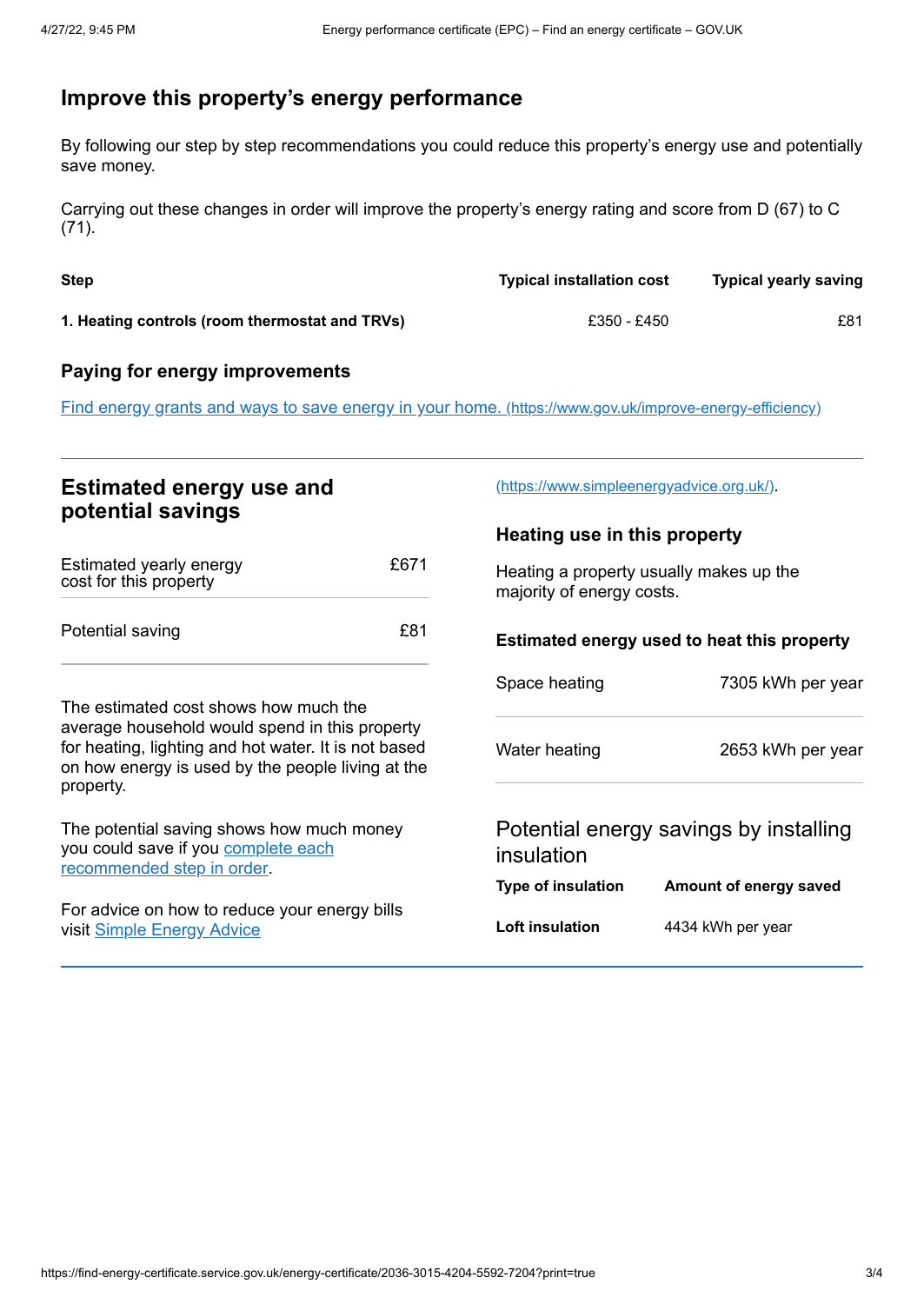## Improve this property's energy performance

By following our step by step recommendations you could reduce this property's energy use and potentially save money.

Carrying out these changes in order will improve the property's energy rating and score from D (67) to C (71).

| Step | Typical installation cost | Typical yearly saving |
| --- | --- | --- |
| **1. Heating controls (room thermostat and TRVs)** | £350 - £450 | £81 |

### Paying for energy improvements

[Find energy grants and ways to save energy in your home. (https://www.gov.uk/improve-energy-efficiency)](https://www.gov.uk/improve-energy-efficiency)

## Estimated energy use and potential savings

| | |
| --- | --- |
| Estimated yearly energy cost for this property | £671 |
| Potential saving | £81 |

The estimated cost shows how much the average household would spend in this property for heating, lighting and hot water. It is not based on how energy is used by the people living at the property.

The potential saving shows how much money you could save if you complete each recommended step in order.

For advice on how to reduce your energy bills visit Simple Energy Advice (https://www.simpleenergyadvice.org.uk/).

### Heating use in this property

Heating a property usually makes up the majority of energy costs.

#### Estimated energy used to heat this property

| | |
| --- | --- |
| Space heating | 7305 kWh per year |
| Water heating | 2653 kWh per year |

### Potential energy savings by installing insulation

| Type of insulation | Amount of energy saved |
| --- | --- |
| **Loft insulation** | 4434 kWh per year |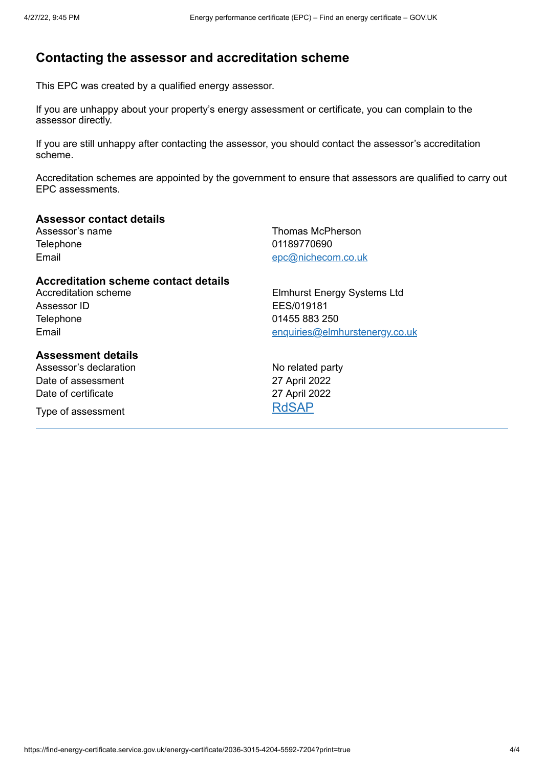## Contacting the assessor and accreditation scheme

This EPC was created by a qualified energy assessor.

If you are unhappy about your property's energy assessment or certificate, you can complain to the assessor directly.

If you are still unhappy after contacting the assessor, you should contact the assessor's accreditation scheme.

Accreditation schemes are appointed by the government to ensure that assessors are qualified to carry out EPC assessments.

### Assessor contact details

| | |
|---|---|
| Assessor's name | Thomas McPherson |
| Telephone | 01189770690 |
| Email | epc@nichecom.co.uk |

### Accreditation scheme contact details

| | |
|---|---|
| Accreditation scheme | Elmhurst Energy Systems Ltd |
| Assessor ID | EES/019181 |
| Telephone | 01455 883 250 |
| Email | enquiries@elmhurstenergy.co.uk |

### Assessment details

| | |
|---|---|
| Assessor's declaration | No related party |
| Date of assessment | 27 April 2022 |
| Date of certificate | 27 April 2022 |
| Type of assessment | RdSAP |